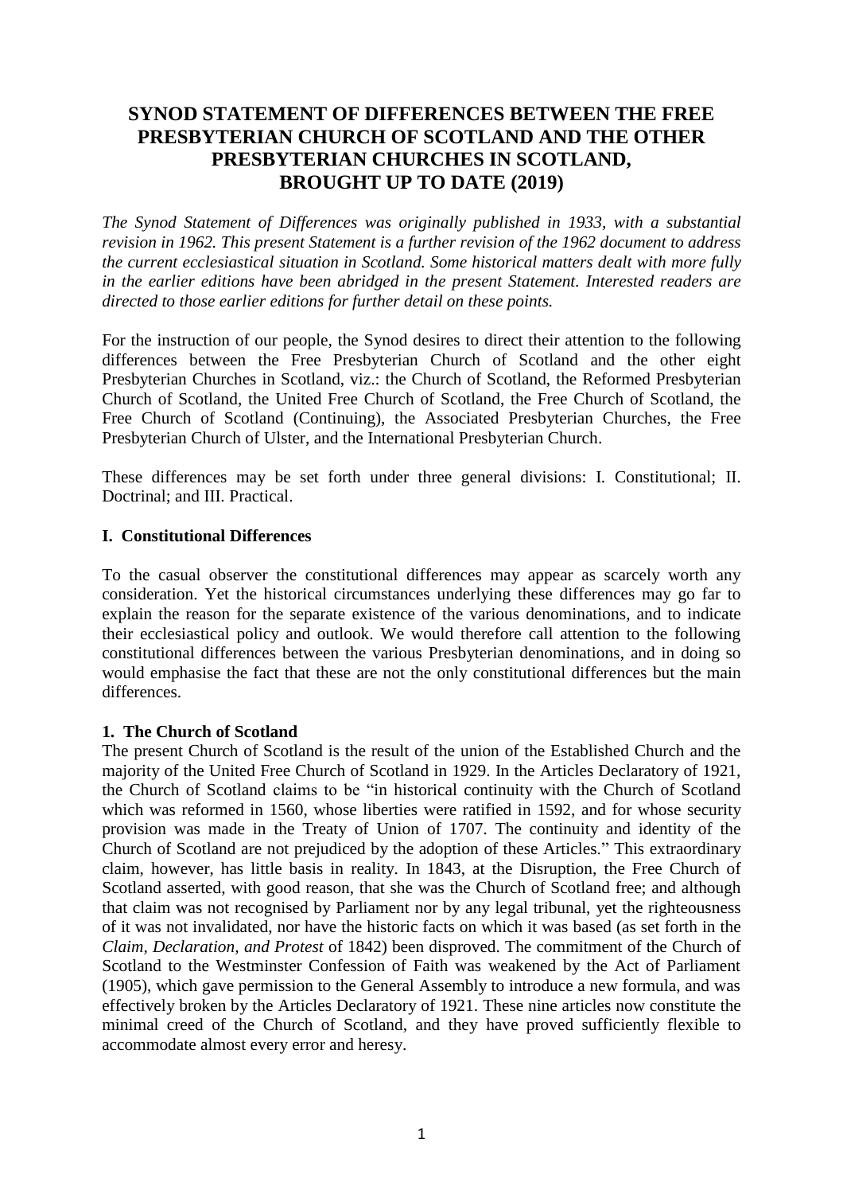# SYNOD STATEMENT OF DIFFERENCES BETWEEN THE FREE PRESBYTERIAN CHURCH OF SCOTLAND AND THE OTHER PRESBYTERIAN CHURCHES IN SCOTLAND, BROUGHT UP TO DATE (2019)

*The Synod Statement of Differences was originally published in 1933, with a substantial revision in 1962. This present Statement is a further revision of the 1962 document to address the current ecclesiastical situation in Scotland. Some historical matters dealt with more fully in the earlier editions have been abridged in the present Statement. Interested readers are directed to those earlier editions for further detail on these points.*

For the instruction of our people, the Synod desires to direct their attention to the following differences between the Free Presbyterian Church of Scotland and the other eight Presbyterian Churches in Scotland, viz.: the Church of Scotland, the Reformed Presbyterian Church of Scotland, the United Free Church of Scotland, the Free Church of Scotland, the Free Church of Scotland (Continuing), the Associated Presbyterian Churches, the Free Presbyterian Church of Ulster, and the International Presbyterian Church.

These differences may be set forth under three general divisions: I. Constitutional; II. Doctrinal; and III. Practical.

## I. Constitutional Differences

To the casual observer the constitutional differences may appear as scarcely worth any consideration. Yet the historical circumstances underlying these differences may go far to explain the reason for the separate existence of the various denominations, and to indicate their ecclesiastical policy and outlook. We would therefore call attention to the following constitutional differences between the various Presbyterian denominations, and in doing so would emphasise the fact that these are not the only constitutional differences but the main differences.

### 1. The Church of Scotland

The present Church of Scotland is the result of the union of the Established Church and the majority of the United Free Church of Scotland in 1929. In the Articles Declaratory of 1921, the Church of Scotland claims to be "in historical continuity with the Church of Scotland which was reformed in 1560, whose liberties were ratified in 1592, and for whose security provision was made in the Treaty of Union of 1707. The continuity and identity of the Church of Scotland are not prejudiced by the adoption of these Articles." This extraordinary claim, however, has little basis in reality. In 1843, at the Disruption, the Free Church of Scotland asserted, with good reason, that she was the Church of Scotland free; and although that claim was not recognised by Parliament nor by any legal tribunal, yet the righteousness of it was not invalidated, nor have the historic facts on which it was based (as set forth in the *Claim, Declaration, and Protest* of 1842) been disproved. The commitment of the Church of Scotland to the Westminster Confession of Faith was weakened by the Act of Parliament (1905), which gave permission to the General Assembly to introduce a new formula, and was effectively broken by the Articles Declaratory of 1921. These nine articles now constitute the minimal creed of the Church of Scotland, and they have proved sufficiently flexible to accommodate almost every error and heresy.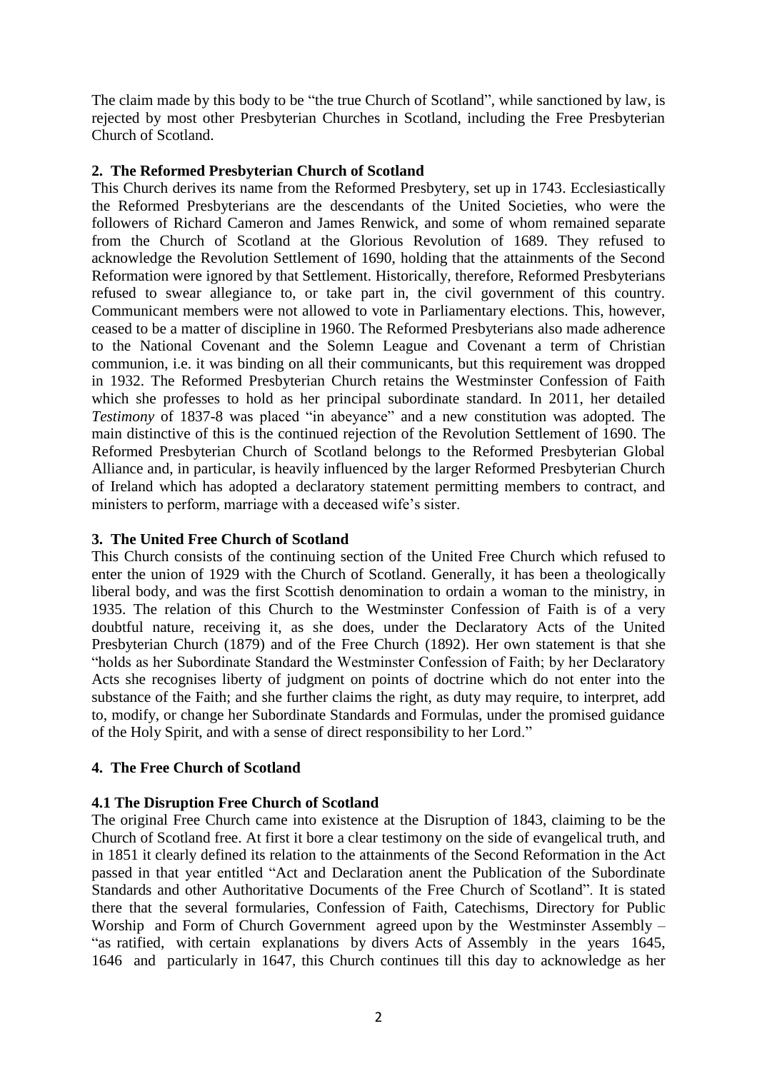The claim made by this body to be "the true Church of Scotland", while sanctioned by law, is rejected by most other Presbyterian Churches in Scotland, including the Free Presbyterian Church of Scotland.

## 2. The Reformed Presbyterian Church of Scotland

This Church derives its name from the Reformed Presbytery, set up in 1743. Ecclesiastically the Reformed Presbyterians are the descendants of the United Societies, who were the followers of Richard Cameron and James Renwick, and some of whom remained separate from the Church of Scotland at the Glorious Revolution of 1689. They refused to acknowledge the Revolution Settlement of 1690, holding that the attainments of the Second Reformation were ignored by that Settlement. Historically, therefore, Reformed Presbyterians refused to swear allegiance to, or take part in, the civil government of this country. Communicant members were not allowed to vote in Parliamentary elections. This, however, ceased to be a matter of discipline in 1960. The Reformed Presbyterians also made adherence to the National Covenant and the Solemn League and Covenant a term of Christian communion, i.e. it was binding on all their communicants, but this requirement was dropped in 1932. The Reformed Presbyterian Church retains the Westminster Confession of Faith which she professes to hold as her principal subordinate standard. In 2011, her detailed *Testimony* of 1837-8 was placed "in abeyance" and a new constitution was adopted. The main distinctive of this is the continued rejection of the Revolution Settlement of 1690. The Reformed Presbyterian Church of Scotland belongs to the Reformed Presbyterian Global Alliance and, in particular, is heavily influenced by the larger Reformed Presbyterian Church of Ireland which has adopted a declaratory statement permitting members to contract, and ministers to perform, marriage with a deceased wife's sister.

## 3. The United Free Church of Scotland

This Church consists of the continuing section of the United Free Church which refused to enter the union of 1929 with the Church of Scotland. Generally, it has been a theologically liberal body, and was the first Scottish denomination to ordain a woman to the ministry, in 1935. The relation of this Church to the Westminster Confession of Faith is of a very doubtful nature, receiving it, as she does, under the Declaratory Acts of the United Presbyterian Church (1879) and of the Free Church (1892). Her own statement is that she "holds as her Subordinate Standard the Westminster Confession of Faith; by her Declaratory Acts she recognises liberty of judgment on points of doctrine which do not enter into the substance of the Faith; and she further claims the right, as duty may require, to interpret, add to, modify, or change her Subordinate Standards and Formulas, under the promised guidance of the Holy Spirit, and with a sense of direct responsibility to her Lord."

## 4. The Free Church of Scotland

### 4.1 The Disruption Free Church of Scotland

The original Free Church came into existence at the Disruption of 1843, claiming to be the Church of Scotland free. At first it bore a clear testimony on the side of evangelical truth, and in 1851 it clearly defined its relation to the attainments of the Second Reformation in the Act passed in that year entitled "Act and Declaration anent the Publication of the Subordinate Standards and other Authoritative Documents of the Free Church of Scotland". It is stated there that the several formularies, Confession of Faith, Catechisms, Directory for Public Worship and Form of Church Government agreed upon by the Westminster Assembly – "as ratified, with certain explanations by divers Acts of Assembly in the years 1645, 1646 and particularly in 1647, this Church continues till this day to acknowledge as her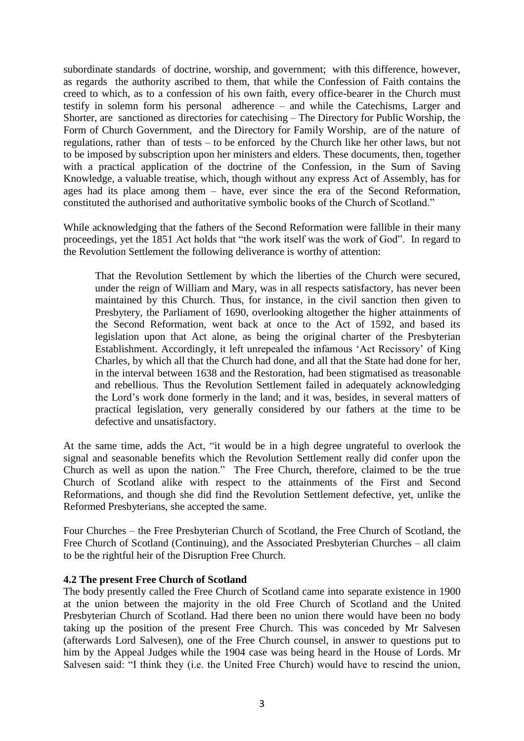subordinate standards of doctrine, worship, and government; with this difference, however, as regards the authority ascribed to them, that while the Confession of Faith contains the creed to which, as to a confession of his own faith, every office-bearer in the Church must testify in solemn form his personal adherence – and while the Catechisms, Larger and Shorter, are sanctioned as directories for catechising – The Directory for Public Worship, the Form of Church Government, and the Directory for Family Worship, are of the nature of regulations, rather than of tests – to be enforced by the Church like her other laws, but not to be imposed by subscription upon her ministers and elders. These documents, then, together with a practical application of the doctrine of the Confession, in the Sum of Saving Knowledge, a valuable treatise, which, though without any express Act of Assembly, has for ages had its place among them – have, ever since the era of the Second Reformation, constituted the authorised and authoritative symbolic books of the Church of Scotland."

While acknowledging that the fathers of the Second Reformation were fallible in their many proceedings, yet the 1851 Act holds that "the work itself was the work of God". In regard to the Revolution Settlement the following deliverance is worthy of attention:

> That the Revolution Settlement by which the liberties of the Church were secured, under the reign of William and Mary, was in all respects satisfactory, has never been maintained by this Church. Thus, for instance, in the civil sanction then given to Presbytery, the Parliament of 1690, overlooking altogether the higher attainments of the Second Reformation, went back at once to the Act of 1592, and based its legislation upon that Act alone, as being the original charter of the Presbyterian Establishment. Accordingly, it left unrepealed the infamous 'Act Recissory' of King Charles, by which all that the Church had done, and all that the State had done for her, in the interval between 1638 and the Restoration, had been stigmatised as treasonable and rebellious. Thus the Revolution Settlement failed in adequately acknowledging the Lord's work done formerly in the land; and it was, besides, in several matters of practical legislation, very generally considered by our fathers at the time to be defective and unsatisfactory.

At the same time, adds the Act, "it would be in a high degree ungrateful to overlook the signal and seasonable benefits which the Revolution Settlement really did confer upon the Church as well as upon the nation." The Free Church, therefore, claimed to be the true Church of Scotland alike with respect to the attainments of the First and Second Reformations, and though she did find the Revolution Settlement defective, yet, unlike the Reformed Presbyterians, she accepted the same.

Four Churches – the Free Presbyterian Church of Scotland, the Free Church of Scotland, the Free Church of Scotland (Continuing), and the Associated Presbyterian Churches – all claim to be the rightful heir of the Disruption Free Church.

### 4.2 The present Free Church of Scotland

The body presently called the Free Church of Scotland came into separate existence in 1900 at the union between the majority in the old Free Church of Scotland and the United Presbyterian Church of Scotland. Had there been no union there would have been no body taking up the position of the present Free Church. This was conceded by Mr Salvesen (afterwards Lord Salvesen), one of the Free Church counsel, in answer to questions put to him by the Appeal Judges while the 1904 case was being heard in the House of Lords. Mr Salvesen said: "I think they (i.e. the United Free Church) would have to rescind the union,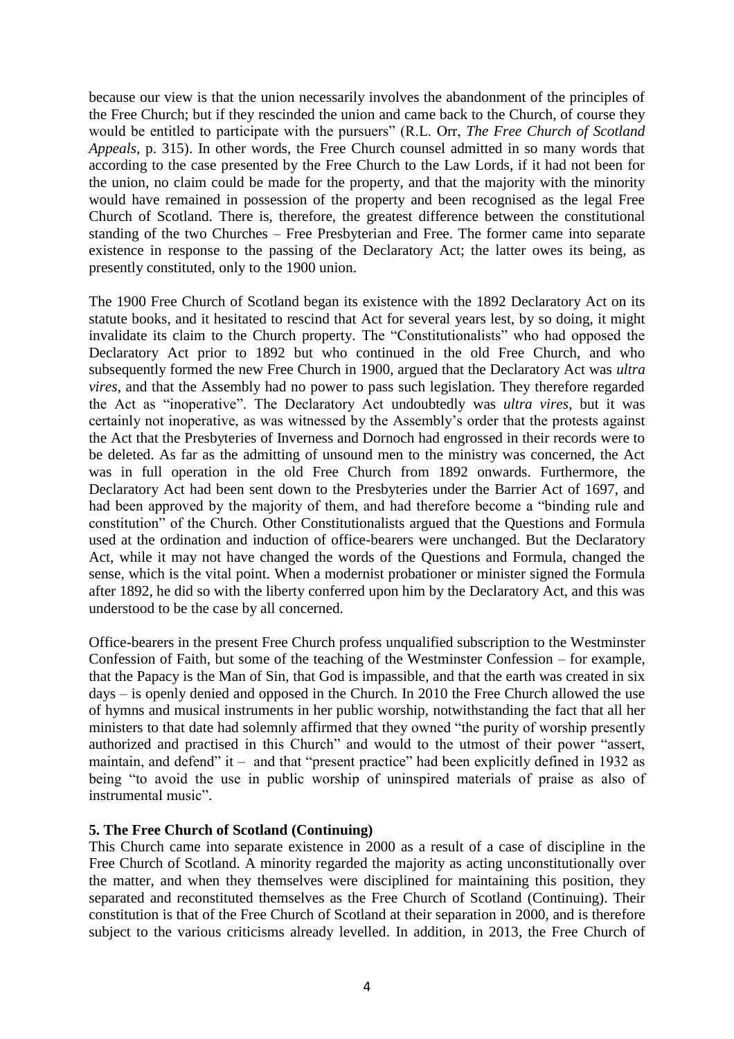because our view is that the union necessarily involves the abandonment of the principles of the Free Church; but if they rescinded the union and came back to the Church, of course they would be entitled to participate with the pursuers" (R.L. Orr, *The Free Church of Scotland Appeals*, p. 315). In other words, the Free Church counsel admitted in so many words that according to the case presented by the Free Church to the Law Lords, if it had not been for the union, no claim could be made for the property, and that the majority with the minority would have remained in possession of the property and been recognised as the legal Free Church of Scotland. There is, therefore, the greatest difference between the constitutional standing of the two Churches – Free Presbyterian and Free. The former came into separate existence in response to the passing of the Declaratory Act; the latter owes its being, as presently constituted, only to the 1900 union.

The 1900 Free Church of Scotland began its existence with the 1892 Declaratory Act on its statute books, and it hesitated to rescind that Act for several years lest, by so doing, it might invalidate its claim to the Church property. The "Constitutionalists" who had opposed the Declaratory Act prior to 1892 but who continued in the old Free Church, and who subsequently formed the new Free Church in 1900, argued that the Declaratory Act was *ultra vires*, and that the Assembly had no power to pass such legislation. They therefore regarded the Act as "inoperative". The Declaratory Act undoubtedly was *ultra vires*, but it was certainly not inoperative, as was witnessed by the Assembly's order that the protests against the Act that the Presbyteries of Inverness and Dornoch had engrossed in their records were to be deleted. As far as the admitting of unsound men to the ministry was concerned, the Act was in full operation in the old Free Church from 1892 onwards. Furthermore, the Declaratory Act had been sent down to the Presbyteries under the Barrier Act of 1697, and had been approved by the majority of them, and had therefore become a "binding rule and constitution" of the Church. Other Constitutionalists argued that the Questions and Formula used at the ordination and induction of office-bearers were unchanged. But the Declaratory Act, while it may not have changed the words of the Questions and Formula, changed the sense, which is the vital point. When a modernist probationer or minister signed the Formula after 1892, he did so with the liberty conferred upon him by the Declaratory Act, and this was understood to be the case by all concerned.

Office-bearers in the present Free Church profess unqualified subscription to the Westminster Confession of Faith, but some of the teaching of the Westminster Confession – for example, that the Papacy is the Man of Sin, that God is impassible, and that the earth was created in six days – is openly denied and opposed in the Church. In 2010 the Free Church allowed the use of hymns and musical instruments in her public worship, notwithstanding the fact that all her ministers to that date had solemnly affirmed that they owned "the purity of worship presently authorized and practised in this Church" and would to the utmost of their power "assert, maintain, and defend" it – and that "present practice" had been explicitly defined in 1932 as being "to avoid the use in public worship of uninspired materials of praise as also of instrumental music".

**5. The Free Church of Scotland (Continuing)**

This Church came into separate existence in 2000 as a result of a case of discipline in the Free Church of Scotland. A minority regarded the majority as acting unconstitutionally over the matter, and when they themselves were disciplined for maintaining this position, they separated and reconstituted themselves as the Free Church of Scotland (Continuing). Their constitution is that of the Free Church of Scotland at their separation in 2000, and is therefore subject to the various criticisms already levelled. In addition, in 2013, the Free Church of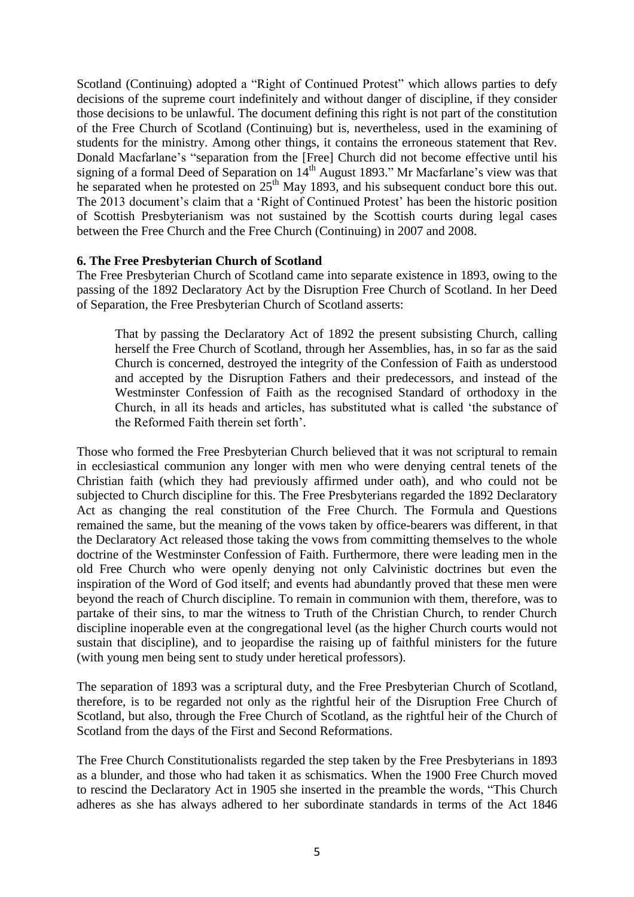Scotland (Continuing) adopted a "Right of Continued Protest" which allows parties to defy decisions of the supreme court indefinitely and without danger of discipline, if they consider those decisions to be unlawful. The document defining this right is not part of the constitution of the Free Church of Scotland (Continuing) but is, nevertheless, used in the examining of students for the ministry. Among other things, it contains the erroneous statement that Rev. Donald Macfarlane's "separation from the [Free] Church did not become effective until his signing of a formal Deed of Separation on 14th August 1893." Mr Macfarlane's view was that he separated when he protested on 25th May 1893, and his subsequent conduct bore this out. The 2013 document's claim that a 'Right of Continued Protest' has been the historic position of Scottish Presbyterianism was not sustained by the Scottish courts during legal cases between the Free Church and the Free Church (Continuing) in 2007 and 2008.

**6. The Free Presbyterian Church of Scotland**

The Free Presbyterian Church of Scotland came into separate existence in 1893, owing to the passing of the 1892 Declaratory Act by the Disruption Free Church of Scotland. In her Deed of Separation, the Free Presbyterian Church of Scotland asserts:

> That by passing the Declaratory Act of 1892 the present subsisting Church, calling herself the Free Church of Scotland, through her Assemblies, has, in so far as the said Church is concerned, destroyed the integrity of the Confession of Faith as understood and accepted by the Disruption Fathers and their predecessors, and instead of the Westminster Confession of Faith as the recognised Standard of orthodoxy in the Church, in all its heads and articles, has substituted what is called 'the substance of the Reformed Faith therein set forth'.

Those who formed the Free Presbyterian Church believed that it was not scriptural to remain in ecclesiastical communion any longer with men who were denying central tenets of the Christian faith (which they had previously affirmed under oath), and who could not be subjected to Church discipline for this. The Free Presbyterians regarded the 1892 Declaratory Act as changing the real constitution of the Free Church. The Formula and Questions remained the same, but the meaning of the vows taken by office-bearers was different, in that the Declaratory Act released those taking the vows from committing themselves to the whole doctrine of the Westminster Confession of Faith. Furthermore, there were leading men in the old Free Church who were openly denying not only Calvinistic doctrines but even the inspiration of the Word of God itself; and events had abundantly proved that these men were beyond the reach of Church discipline. To remain in communion with them, therefore, was to partake of their sins, to mar the witness to Truth of the Christian Church, to render Church discipline inoperable even at the congregational level (as the higher Church courts would not sustain that discipline), and to jeopardise the raising up of faithful ministers for the future (with young men being sent to study under heretical professors).

The separation of 1893 was a scriptural duty, and the Free Presbyterian Church of Scotland, therefore, is to be regarded not only as the rightful heir of the Disruption Free Church of Scotland, but also, through the Free Church of Scotland, as the rightful heir of the Church of Scotland from the days of the First and Second Reformations.

The Free Church Constitutionalists regarded the step taken by the Free Presbyterians in 1893 as a blunder, and those who had taken it as schismatics. When the 1900 Free Church moved to rescind the Declaratory Act in 1905 she inserted in the preamble the words, "This Church adheres as she has always adhered to her subordinate standards in terms of the Act 1846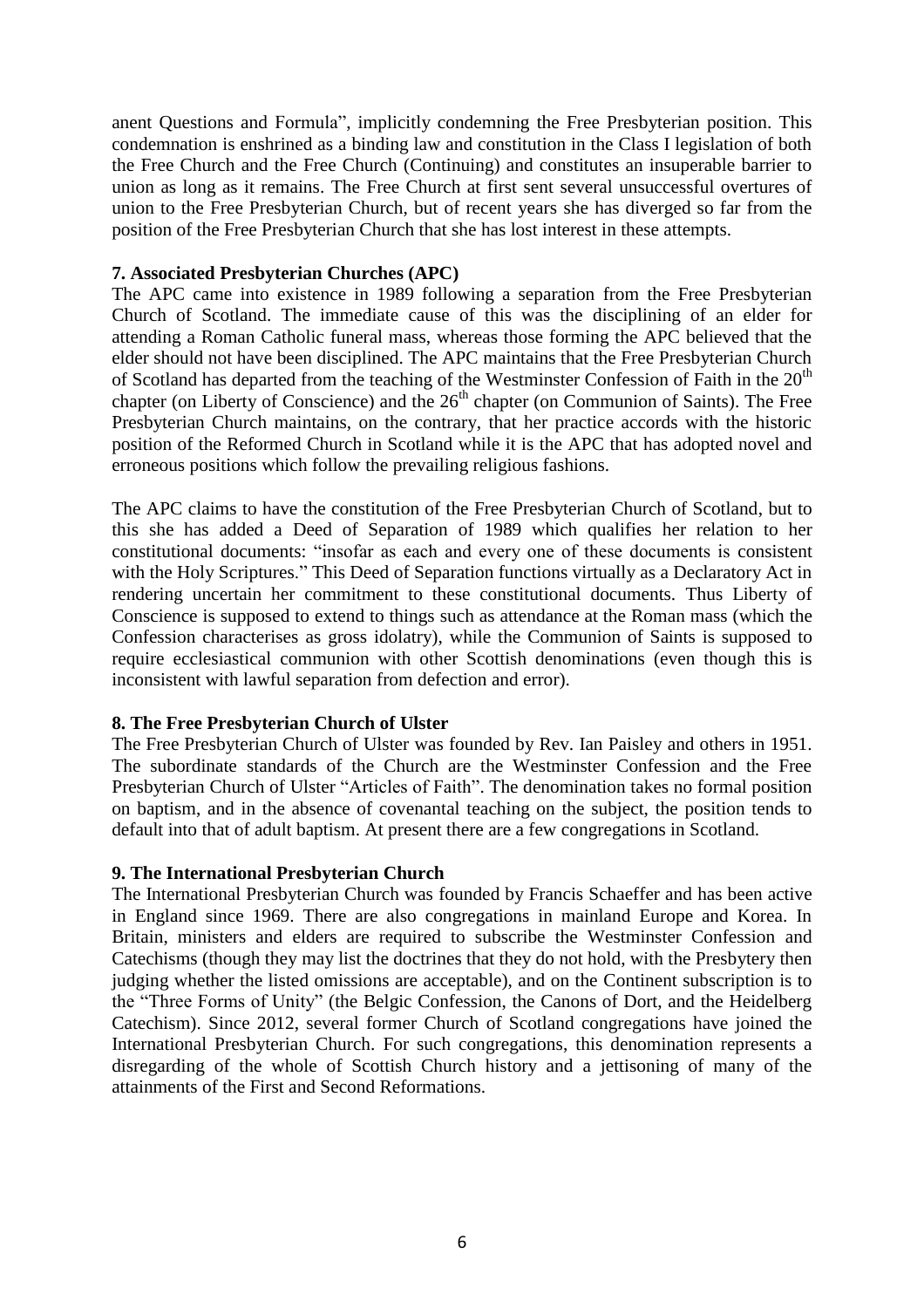anent Questions and Formula", implicitly condemning the Free Presbyterian position. This condemnation is enshrined as a binding law and constitution in the Class I legislation of both the Free Church and the Free Church (Continuing) and constitutes an insuperable barrier to union as long as it remains. The Free Church at first sent several unsuccessful overtures of union to the Free Presbyterian Church, but of recent years she has diverged so far from the position of the Free Presbyterian Church that she has lost interest in these attempts.

**7. Associated Presbyterian Churches (APC)**

The APC came into existence in 1989 following a separation from the Free Presbyterian Church of Scotland. The immediate cause of this was the disciplining of an elder for attending a Roman Catholic funeral mass, whereas those forming the APC believed that the elder should not have been disciplined. The APC maintains that the Free Presbyterian Church of Scotland has departed from the teaching of the Westminster Confession of Faith in the 20th chapter (on Liberty of Conscience) and the 26th chapter (on Communion of Saints). The Free Presbyterian Church maintains, on the contrary, that her practice accords with the historic position of the Reformed Church in Scotland while it is the APC that has adopted novel and erroneous positions which follow the prevailing religious fashions.

The APC claims to have the constitution of the Free Presbyterian Church of Scotland, but to this she has added a Deed of Separation of 1989 which qualifies her relation to her constitutional documents: "insofar as each and every one of these documents is consistent with the Holy Scriptures." This Deed of Separation functions virtually as a Declaratory Act in rendering uncertain her commitment to these constitutional documents. Thus Liberty of Conscience is supposed to extend to things such as attendance at the Roman mass (which the Confession characterises as gross idolatry), while the Communion of Saints is supposed to require ecclesiastical communion with other Scottish denominations (even though this is inconsistent with lawful separation from defection and error).

**8. The Free Presbyterian Church of Ulster**

The Free Presbyterian Church of Ulster was founded by Rev. Ian Paisley and others in 1951. The subordinate standards of the Church are the Westminster Confession and the Free Presbyterian Church of Ulster "Articles of Faith". The denomination takes no formal position on baptism, and in the absence of covenantal teaching on the subject, the position tends to default into that of adult baptism. At present there are a few congregations in Scotland.

**9. The International Presbyterian Church**

The International Presbyterian Church was founded by Francis Schaeffer and has been active in England since 1969. There are also congregations in mainland Europe and Korea. In Britain, ministers and elders are required to subscribe the Westminster Confession and Catechisms (though they may list the doctrines that they do not hold, with the Presbytery then judging whether the listed omissions are acceptable), and on the Continent subscription is to the "Three Forms of Unity" (the Belgic Confession, the Canons of Dort, and the Heidelberg Catechism). Since 2012, several former Church of Scotland congregations have joined the International Presbyterian Church. For such congregations, this denomination represents a disregarding of the whole of Scottish Church history and a jettisoning of many of the attainments of the First and Second Reformations.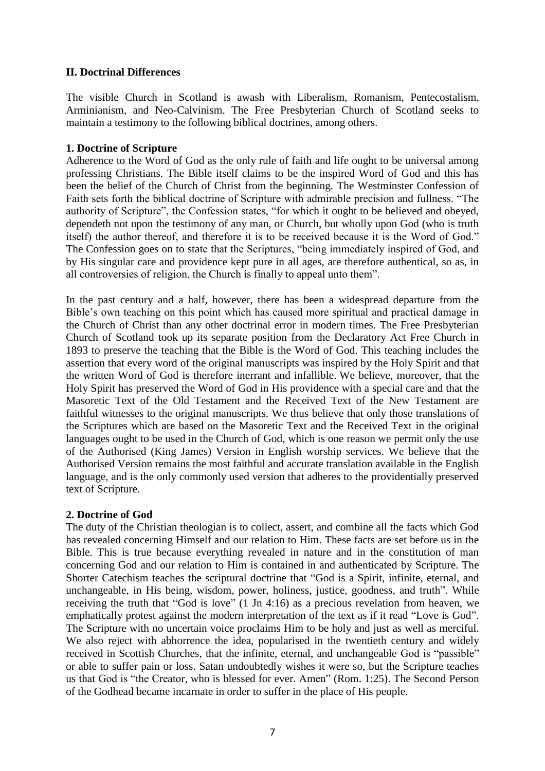## II. Doctrinal Differences

The visible Church in Scotland is awash with Liberalism, Romanism, Pentecostalism, Arminianism, and Neo-Calvinism. The Free Presbyterian Church of Scotland seeks to maintain a testimony to the following biblical doctrines, among others.

### 1. Doctrine of Scripture

Adherence to the Word of God as the only rule of faith and life ought to be universal among professing Christians. The Bible itself claims to be the inspired Word of God and this has been the belief of the Church of Christ from the beginning. The Westminster Confession of Faith sets forth the biblical doctrine of Scripture with admirable precision and fullness. "The authority of Scripture", the Confession states, "for which it ought to be believed and obeyed, dependeth not upon the testimony of any man, or Church, but wholly upon God (who is truth itself) the author thereof, and therefore it is to be received because it is the Word of God." The Confession goes on to state that the Scriptures, "being immediately inspired of God, and by His singular care and providence kept pure in all ages, are therefore authentical, so as, in all controversies of religion, the Church is finally to appeal unto them".

In the past century and a half, however, there has been a widespread departure from the Bible's own teaching on this point which has caused more spiritual and practical damage in the Church of Christ than any other doctrinal error in modern times. The Free Presbyterian Church of Scotland took up its separate position from the Declaratory Act Free Church in 1893 to preserve the teaching that the Bible is the Word of God. This teaching includes the assertion that every word of the original manuscripts was inspired by the Holy Spirit and that the written Word of God is therefore inerrant and infallible. We believe, moreover, that the Holy Spirit has preserved the Word of God in His providence with a special care and that the Masoretic Text of the Old Testament and the Received Text of the New Testament are faithful witnesses to the original manuscripts. We thus believe that only those translations of the Scriptures which are based on the Masoretic Text and the Received Text in the original languages ought to be used in the Church of God, which is one reason we permit only the use of the Authorised (King James) Version in English worship services. We believe that the Authorised Version remains the most faithful and accurate translation available in the English language, and is the only commonly used version that adheres to the providentially preserved text of Scripture.

### 2. Doctrine of God

The duty of the Christian theologian is to collect, assert, and combine all the facts which God has revealed concerning Himself and our relation to Him. These facts are set before us in the Bible. This is true because everything revealed in nature and in the constitution of man concerning God and our relation to Him is contained in and authenticated by Scripture. The Shorter Catechism teaches the scriptural doctrine that "God is a Spirit, infinite, eternal, and unchangeable, in His being, wisdom, power, holiness, justice, goodness, and truth". While receiving the truth that "God is love" (1 Jn 4:16) as a precious revelation from heaven, we emphatically protest against the modern interpretation of the text as if it read "Love is God". The Scripture with no uncertain voice proclaims Him to be holy and just as well as merciful. We also reject with abhorrence the idea, popularised in the twentieth century and widely received in Scottish Churches, that the infinite, eternal, and unchangeable God is "passible" or able to suffer pain or loss. Satan undoubtedly wishes it were so, but the Scripture teaches us that God is "the Creator, who is blessed for ever. Amen" (Rom. 1:25). The Second Person of the Godhead became incarnate in order to suffer in the place of His people.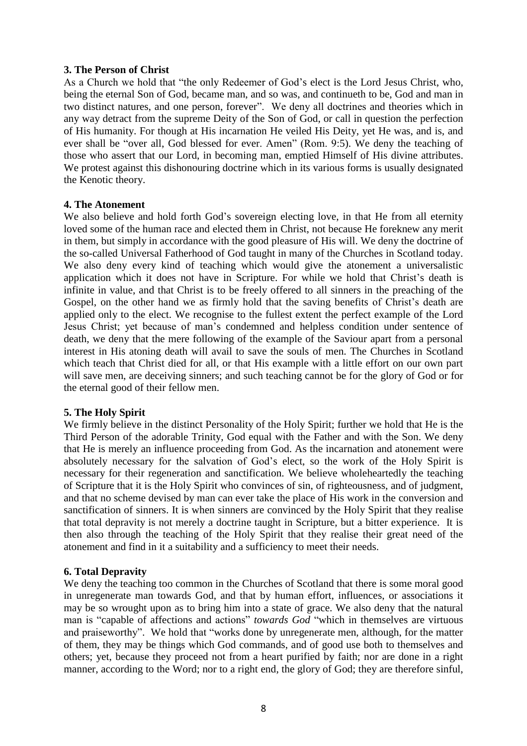**3. The Person of Christ**

As a Church we hold that "the only Redeemer of God's elect is the Lord Jesus Christ, who, being the eternal Son of God, became man, and so was, and continueth to be, God and man in two distinct natures, and one person, forever". We deny all doctrines and theories which in any way detract from the supreme Deity of the Son of God, or call in question the perfection of His humanity. For though at His incarnation He veiled His Deity, yet He was, and is, and ever shall be "over all, God blessed for ever. Amen" (Rom. 9:5). We deny the teaching of those who assert that our Lord, in becoming man, emptied Himself of His divine attributes. We protest against this dishonouring doctrine which in its various forms is usually designated the Kenotic theory.

**4. The Atonement**

We also believe and hold forth God's sovereign electing love, in that He from all eternity loved some of the human race and elected them in Christ, not because He foreknew any merit in them, but simply in accordance with the good pleasure of His will. We deny the doctrine of the so-called Universal Fatherhood of God taught in many of the Churches in Scotland today. We also deny every kind of teaching which would give the atonement a universalistic application which it does not have in Scripture. For while we hold that Christ's death is infinite in value, and that Christ is to be freely offered to all sinners in the preaching of the Gospel, on the other hand we as firmly hold that the saving benefits of Christ's death are applied only to the elect. We recognise to the fullest extent the perfect example of the Lord Jesus Christ; yet because of man's condemned and helpless condition under sentence of death, we deny that the mere following of the example of the Saviour apart from a personal interest in His atoning death will avail to save the souls of men. The Churches in Scotland which teach that Christ died for all, or that His example with a little effort on our own part will save men, are deceiving sinners; and such teaching cannot be for the glory of God or for the eternal good of their fellow men.

**5. The Holy Spirit**

We firmly believe in the distinct Personality of the Holy Spirit; further we hold that He is the Third Person of the adorable Trinity, God equal with the Father and with the Son. We deny that He is merely an influence proceeding from God. As the incarnation and atonement were absolutely necessary for the salvation of God's elect, so the work of the Holy Spirit is necessary for their regeneration and sanctification. We believe wholeheartedly the teaching of Scripture that it is the Holy Spirit who convinces of sin, of righteousness, and of judgment, and that no scheme devised by man can ever take the place of His work in the conversion and sanctification of sinners. It is when sinners are convinced by the Holy Spirit that they realise that total depravity is not merely a doctrine taught in Scripture, but a bitter experience. It is then also through the teaching of the Holy Spirit that they realise their great need of the atonement and find in it a suitability and a sufficiency to meet their needs.

**6. Total Depravity**

We deny the teaching too common in the Churches of Scotland that there is some moral good in unregenerate man towards God, and that by human effort, influences, or associations it may be so wrought upon as to bring him into a state of grace. We also deny that the natural man is "capable of affections and actions" *towards God* "which in themselves are virtuous and praiseworthy". We hold that "works done by unregenerate men, although, for the matter of them, they may be things which God commands, and of good use both to themselves and others; yet, because they proceed not from a heart purified by faith; nor are done in a right manner, according to the Word; nor to a right end, the glory of God; they are therefore sinful,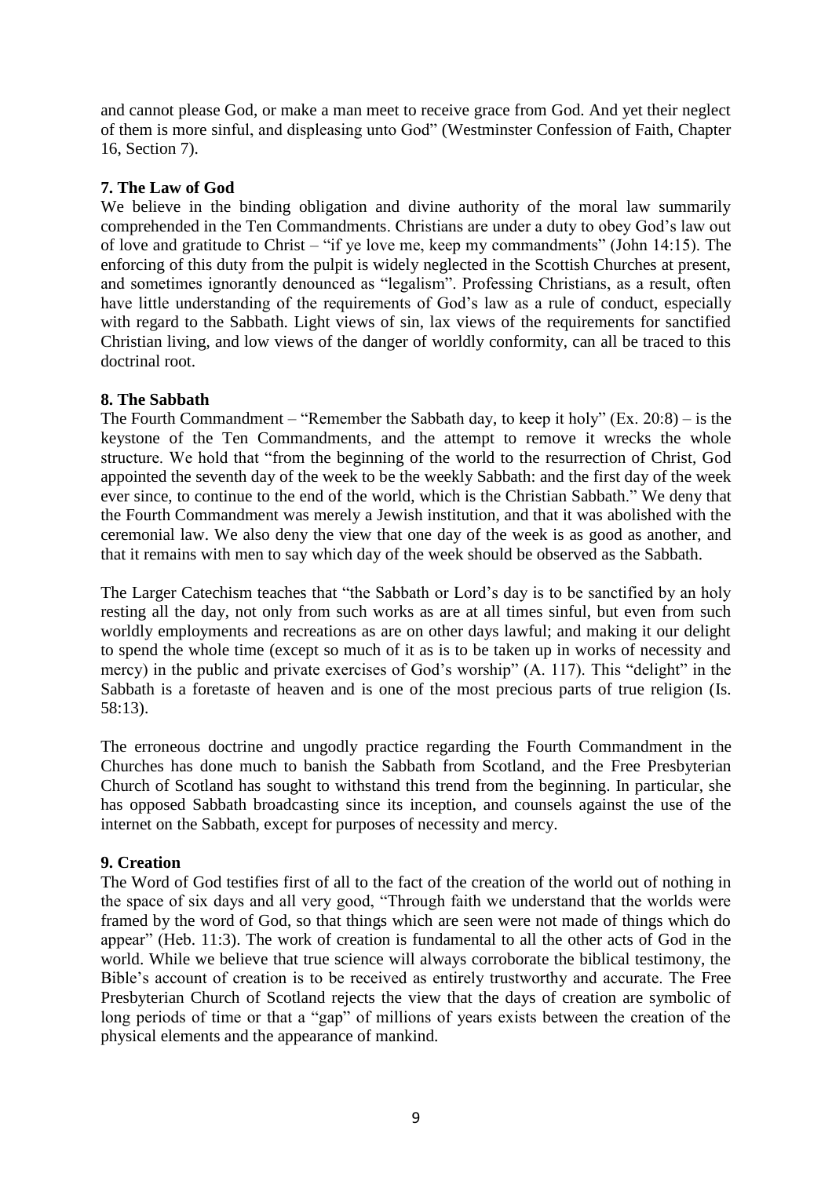and cannot please God, or make a man meet to receive grace from God. And yet their neglect of them is more sinful, and displeasing unto God" (Westminster Confession of Faith, Chapter 16, Section 7).

**7. The Law of God**

We believe in the binding obligation and divine authority of the moral law summarily comprehended in the Ten Commandments. Christians are under a duty to obey God's law out of love and gratitude to Christ – "if ye love me, keep my commandments" (John 14:15). The enforcing of this duty from the pulpit is widely neglected in the Scottish Churches at present, and sometimes ignorantly denounced as "legalism". Professing Christians, as a result, often have little understanding of the requirements of God's law as a rule of conduct, especially with regard to the Sabbath. Light views of sin, lax views of the requirements for sanctified Christian living, and low views of the danger of worldly conformity, can all be traced to this doctrinal root.

**8. The Sabbath**

The Fourth Commandment – "Remember the Sabbath day, to keep it holy" (Ex. 20:8) – is the keystone of the Ten Commandments, and the attempt to remove it wrecks the whole structure. We hold that "from the beginning of the world to the resurrection of Christ, God appointed the seventh day of the week to be the weekly Sabbath: and the first day of the week ever since, to continue to the end of the world, which is the Christian Sabbath." We deny that the Fourth Commandment was merely a Jewish institution, and that it was abolished with the ceremonial law. We also deny the view that one day of the week is as good as another, and that it remains with men to say which day of the week should be observed as the Sabbath.

The Larger Catechism teaches that "the Sabbath or Lord's day is to be sanctified by an holy resting all the day, not only from such works as are at all times sinful, but even from such worldly employments and recreations as are on other days lawful; and making it our delight to spend the whole time (except so much of it as is to be taken up in works of necessity and mercy) in the public and private exercises of God's worship" (A. 117). This "delight" in the Sabbath is a foretaste of heaven and is one of the most precious parts of true religion (Is. 58:13).

The erroneous doctrine and ungodly practice regarding the Fourth Commandment in the Churches has done much to banish the Sabbath from Scotland, and the Free Presbyterian Church of Scotland has sought to withstand this trend from the beginning. In particular, she has opposed Sabbath broadcasting since its inception, and counsels against the use of the internet on the Sabbath, except for purposes of necessity and mercy.

**9. Creation**

The Word of God testifies first of all to the fact of the creation of the world out of nothing in the space of six days and all very good, "Through faith we understand that the worlds were framed by the word of God, so that things which are seen were not made of things which do appear" (Heb. 11:3). The work of creation is fundamental to all the other acts of God in the world. While we believe that true science will always corroborate the biblical testimony, the Bible's account of creation is to be received as entirely trustworthy and accurate. The Free Presbyterian Church of Scotland rejects the view that the days of creation are symbolic of long periods of time or that a "gap" of millions of years exists between the creation of the physical elements and the appearance of mankind.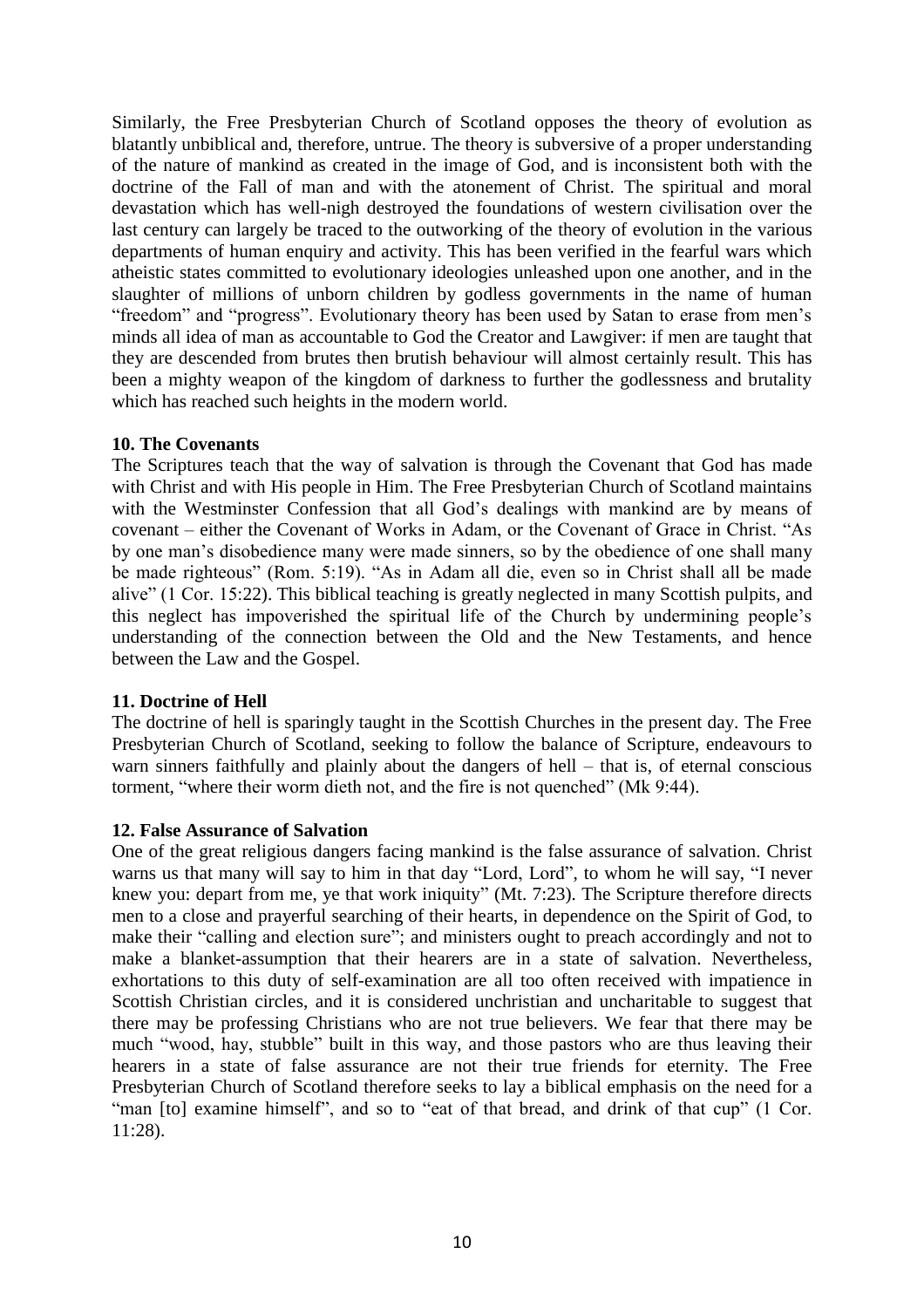Similarly, the Free Presbyterian Church of Scotland opposes the theory of evolution as blatantly unbiblical and, therefore, untrue. The theory is subversive of a proper understanding of the nature of mankind as created in the image of God, and is inconsistent both with the doctrine of the Fall of man and with the atonement of Christ. The spiritual and moral devastation which has well-nigh destroyed the foundations of western civilisation over the last century can largely be traced to the outworking of the theory of evolution in the various departments of human enquiry and activity. This has been verified in the fearful wars which atheistic states committed to evolutionary ideologies unleashed upon one another, and in the slaughter of millions of unborn children by godless governments in the name of human "freedom" and "progress". Evolutionary theory has been used by Satan to erase from men's minds all idea of man as accountable to God the Creator and Lawgiver: if men are taught that they are descended from brutes then brutish behaviour will almost certainly result. This has been a mighty weapon of the kingdom of darkness to further the godlessness and brutality which has reached such heights in the modern world.

**10. The Covenants**

The Scriptures teach that the way of salvation is through the Covenant that God has made with Christ and with His people in Him. The Free Presbyterian Church of Scotland maintains with the Westminster Confession that all God's dealings with mankind are by means of covenant – either the Covenant of Works in Adam, or the Covenant of Grace in Christ. "As by one man's disobedience many were made sinners, so by the obedience of one shall many be made righteous" (Rom. 5:19). "As in Adam all die, even so in Christ shall all be made alive" (1 Cor. 15:22). This biblical teaching is greatly neglected in many Scottish pulpits, and this neglect has impoverished the spiritual life of the Church by undermining people's understanding of the connection between the Old and the New Testaments, and hence between the Law and the Gospel.

**11. Doctrine of Hell**

The doctrine of hell is sparingly taught in the Scottish Churches in the present day. The Free Presbyterian Church of Scotland, seeking to follow the balance of Scripture, endeavours to warn sinners faithfully and plainly about the dangers of hell – that is, of eternal conscious torment, "where their worm dieth not, and the fire is not quenched" (Mk 9:44).

**12. False Assurance of Salvation**

One of the great religious dangers facing mankind is the false assurance of salvation. Christ warns us that many will say to him in that day "Lord, Lord", to whom he will say, "I never knew you: depart from me, ye that work iniquity" (Mt. 7:23). The Scripture therefore directs men to a close and prayerful searching of their hearts, in dependence on the Spirit of God, to make their "calling and election sure"; and ministers ought to preach accordingly and not to make a blanket-assumption that their hearers are in a state of salvation. Nevertheless, exhortations to this duty of self-examination are all too often received with impatience in Scottish Christian circles, and it is considered unchristian and uncharitable to suggest that there may be professing Christians who are not true believers. We fear that there may be much "wood, hay, stubble" built in this way, and those pastors who are thus leaving their hearers in a state of false assurance are not their true friends for eternity. The Free Presbyterian Church of Scotland therefore seeks to lay a biblical emphasis on the need for a "man [to] examine himself", and so to "eat of that bread, and drink of that cup" (1 Cor. 11:28).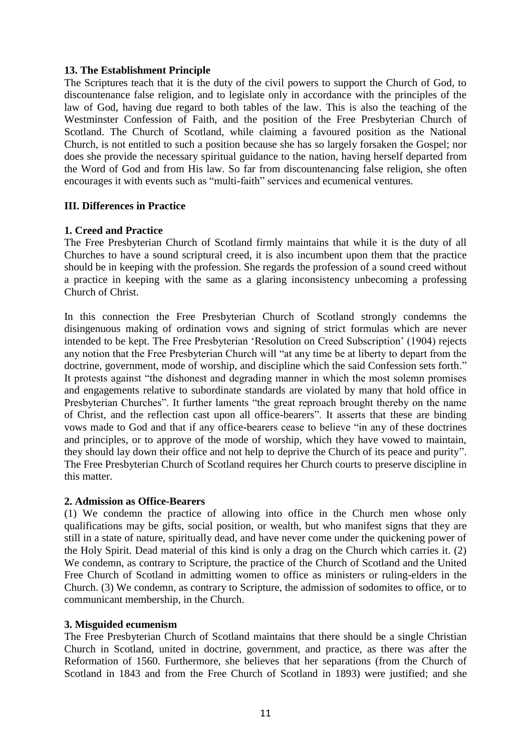**13. The Establishment Principle**

The Scriptures teach that it is the duty of the civil powers to support the Church of God, to discountenance false religion, and to legislate only in accordance with the principles of the law of God, having due regard to both tables of the law. This is also the teaching of the Westminster Confession of Faith, and the position of the Free Presbyterian Church of Scotland. The Church of Scotland, while claiming a favoured position as the National Church, is not entitled to such a position because she has so largely forsaken the Gospel; nor does she provide the necessary spiritual guidance to the nation, having herself departed from the Word of God and from His law. So far from discountenancing false religion, she often encourages it with events such as "multi-faith" services and ecumenical ventures.

**III. Differences in Practice**

**1. Creed and Practice**

The Free Presbyterian Church of Scotland firmly maintains that while it is the duty of all Churches to have a sound scriptural creed, it is also incumbent upon them that the practice should be in keeping with the profession. She regards the profession of a sound creed without a practice in keeping with the same as a glaring inconsistency unbecoming a professing Church of Christ.

In this connection the Free Presbyterian Church of Scotland strongly condemns the disingenuous making of ordination vows and signing of strict formulas which are never intended to be kept. The Free Presbyterian 'Resolution on Creed Subscription' (1904) rejects any notion that the Free Presbyterian Church will "at any time be at liberty to depart from the doctrine, government, mode of worship, and discipline which the said Confession sets forth." It protests against "the dishonest and degrading manner in which the most solemn promises and engagements relative to subordinate standards are violated by many that hold office in Presbyterian Churches". It further laments "the great reproach brought thereby on the name of Christ, and the reflection cast upon all office-bearers". It asserts that these are binding vows made to God and that if any office-bearers cease to believe "in any of these doctrines and principles, or to approve of the mode of worship, which they have vowed to maintain, they should lay down their office and not help to deprive the Church of its peace and purity". The Free Presbyterian Church of Scotland requires her Church courts to preserve discipline in this matter.

**2. Admission as Office-Bearers**

(1) We condemn the practice of allowing into office in the Church men whose only qualifications may be gifts, social position, or wealth, but who manifest signs that they are still in a state of nature, spiritually dead, and have never come under the quickening power of the Holy Spirit. Dead material of this kind is only a drag on the Church which carries it. (2) We condemn, as contrary to Scripture, the practice of the Church of Scotland and the United Free Church of Scotland in admitting women to office as ministers or ruling-elders in the Church. (3) We condemn, as contrary to Scripture, the admission of sodomites to office, or to communicant membership, in the Church.

**3. Misguided ecumenism**

The Free Presbyterian Church of Scotland maintains that there should be a single Christian Church in Scotland, united in doctrine, government, and practice, as there was after the Reformation of 1560. Furthermore, she believes that her separations (from the Church of Scotland in 1843 and from the Free Church of Scotland in 1893) were justified; and she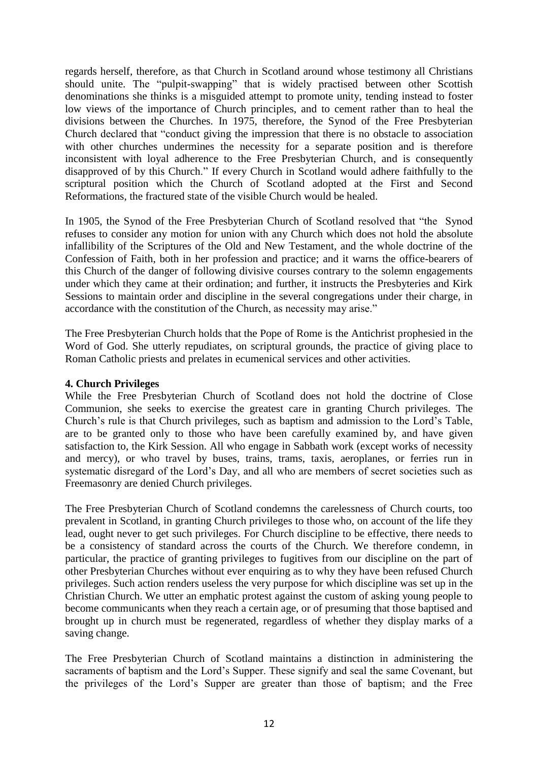regards herself, therefore, as that Church in Scotland around whose testimony all Christians should unite. The "pulpit-swapping" that is widely practised between other Scottish denominations she thinks is a misguided attempt to promote unity, tending instead to foster low views of the importance of Church principles, and to cement rather than to heal the divisions between the Churches. In 1975, therefore, the Synod of the Free Presbyterian Church declared that "conduct giving the impression that there is no obstacle to association with other churches undermines the necessity for a separate position and is therefore inconsistent with loyal adherence to the Free Presbyterian Church, and is consequently disapproved of by this Church." If every Church in Scotland would adhere faithfully to the scriptural position which the Church of Scotland adopted at the First and Second Reformations, the fractured state of the visible Church would be healed.

In 1905, the Synod of the Free Presbyterian Church of Scotland resolved that "the Synod refuses to consider any motion for union with any Church which does not hold the absolute infallibility of the Scriptures of the Old and New Testament, and the whole doctrine of the Confession of Faith, both in her profession and practice; and it warns the office-bearers of this Church of the danger of following divisive courses contrary to the solemn engagements under which they came at their ordination; and further, it instructs the Presbyteries and Kirk Sessions to maintain order and discipline in the several congregations under their charge, in accordance with the constitution of the Church, as necessity may arise."

The Free Presbyterian Church holds that the Pope of Rome is the Antichrist prophesied in the Word of God. She utterly repudiates, on scriptural grounds, the practice of giving place to Roman Catholic priests and prelates in ecumenical services and other activities.

**4. Church Privileges**

While the Free Presbyterian Church of Scotland does not hold the doctrine of Close Communion, she seeks to exercise the greatest care in granting Church privileges. The Church's rule is that Church privileges, such as baptism and admission to the Lord's Table, are to be granted only to those who have been carefully examined by, and have given satisfaction to, the Kirk Session. All who engage in Sabbath work (except works of necessity and mercy), or who travel by buses, trains, trams, taxis, aeroplanes, or ferries run in systematic disregard of the Lord's Day, and all who are members of secret societies such as Freemasonry are denied Church privileges.

The Free Presbyterian Church of Scotland condemns the carelessness of Church courts, too prevalent in Scotland, in granting Church privileges to those who, on account of the life they lead, ought never to get such privileges. For Church discipline to be effective, there needs to be a consistency of standard across the courts of the Church. We therefore condemn, in particular, the practice of granting privileges to fugitives from our discipline on the part of other Presbyterian Churches without ever enquiring as to why they have been refused Church privileges. Such action renders useless the very purpose for which discipline was set up in the Christian Church. We utter an emphatic protest against the custom of asking young people to become communicants when they reach a certain age, or of presuming that those baptised and brought up in church must be regenerated, regardless of whether they display marks of a saving change.

The Free Presbyterian Church of Scotland maintains a distinction in administering the sacraments of baptism and the Lord's Supper. These signify and seal the same Covenant, but the privileges of the Lord's Supper are greater than those of baptism; and the Free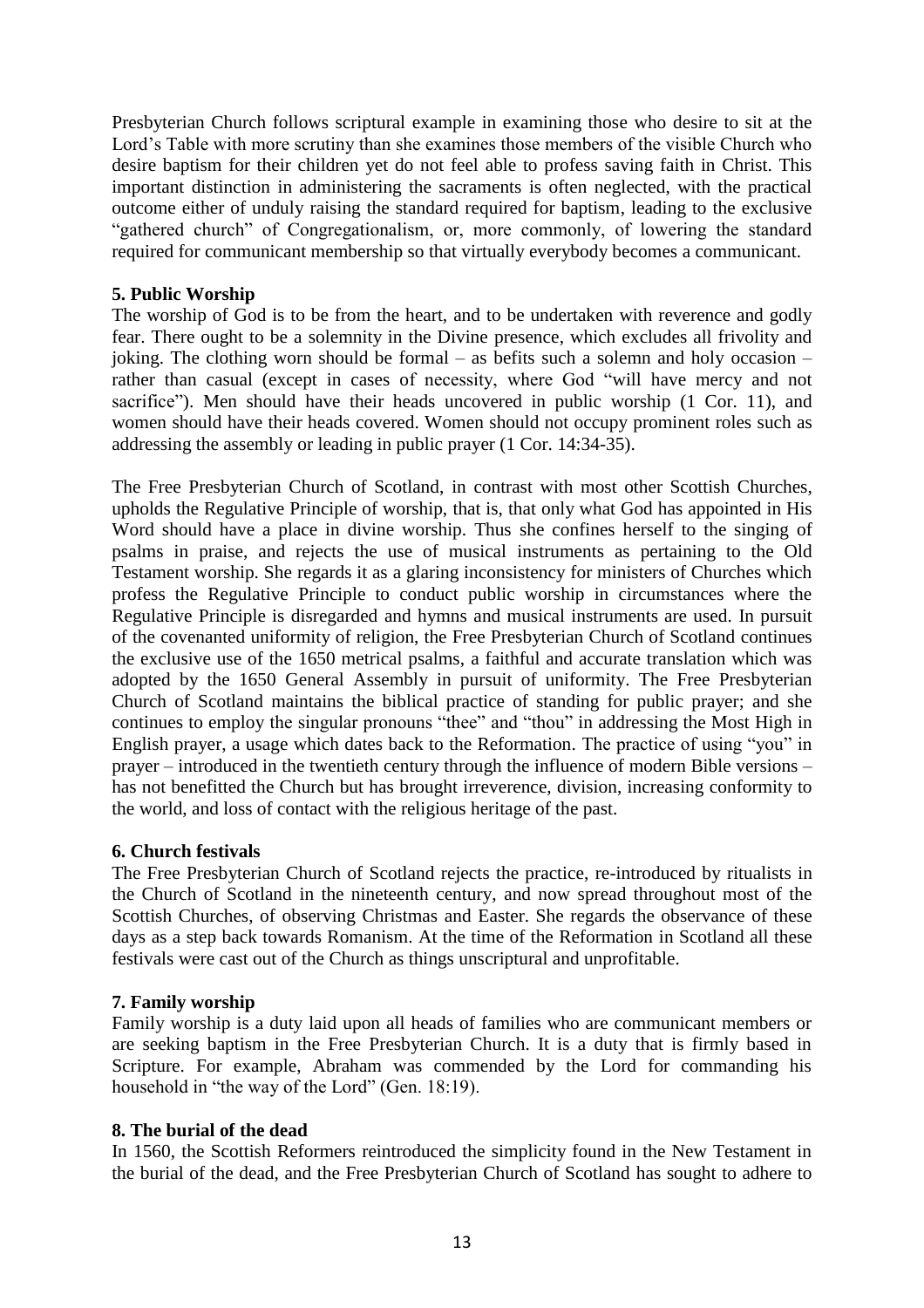Presbyterian Church follows scriptural example in examining those who desire to sit at the Lord's Table with more scrutiny than she examines those members of the visible Church who desire baptism for their children yet do not feel able to profess saving faith in Christ. This important distinction in administering the sacraments is often neglected, with the practical outcome either of unduly raising the standard required for baptism, leading to the exclusive "gathered church" of Congregationalism, or, more commonly, of lowering the standard required for communicant membership so that virtually everybody becomes a communicant.

**5. Public Worship**

The worship of God is to be from the heart, and to be undertaken with reverence and godly fear. There ought to be a solemnity in the Divine presence, which excludes all frivolity and joking. The clothing worn should be formal – as befits such a solemn and holy occasion – rather than casual (except in cases of necessity, where God "will have mercy and not sacrifice"). Men should have their heads uncovered in public worship (1 Cor. 11), and women should have their heads covered. Women should not occupy prominent roles such as addressing the assembly or leading in public prayer (1 Cor. 14:34-35).

The Free Presbyterian Church of Scotland, in contrast with most other Scottish Churches, upholds the Regulative Principle of worship, that is, that only what God has appointed in His Word should have a place in divine worship. Thus she confines herself to the singing of psalms in praise, and rejects the use of musical instruments as pertaining to the Old Testament worship. She regards it as a glaring inconsistency for ministers of Churches which profess the Regulative Principle to conduct public worship in circumstances where the Regulative Principle is disregarded and hymns and musical instruments are used. In pursuit of the covenanted uniformity of religion, the Free Presbyterian Church of Scotland continues the exclusive use of the 1650 metrical psalms, a faithful and accurate translation which was adopted by the 1650 General Assembly in pursuit of uniformity. The Free Presbyterian Church of Scotland maintains the biblical practice of standing for public prayer; and she continues to employ the singular pronouns "thee" and "thou" in addressing the Most High in English prayer, a usage which dates back to the Reformation. The practice of using "you" in prayer – introduced in the twentieth century through the influence of modern Bible versions – has not benefitted the Church but has brought irreverence, division, increasing conformity to the world, and loss of contact with the religious heritage of the past.

**6. Church festivals**

The Free Presbyterian Church of Scotland rejects the practice, re-introduced by ritualists in the Church of Scotland in the nineteenth century, and now spread throughout most of the Scottish Churches, of observing Christmas and Easter. She regards the observance of these days as a step back towards Romanism. At the time of the Reformation in Scotland all these festivals were cast out of the Church as things unscriptural and unprofitable.

**7. Family worship**

Family worship is a duty laid upon all heads of families who are communicant members or are seeking baptism in the Free Presbyterian Church. It is a duty that is firmly based in Scripture. For example, Abraham was commended by the Lord for commanding his household in "the way of the Lord" (Gen. 18:19).

**8. The burial of the dead**

In 1560, the Scottish Reformers reintroduced the simplicity found in the New Testament in the burial of the dead, and the Free Presbyterian Church of Scotland has sought to adhere to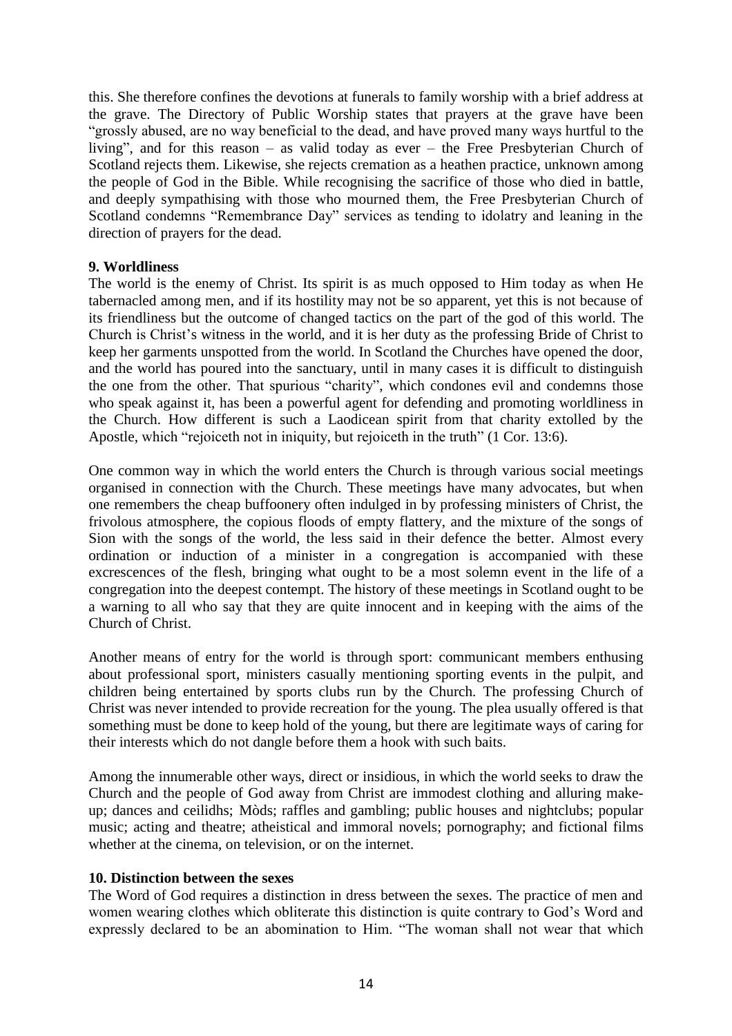this. She therefore confines the devotions at funerals to family worship with a brief address at the grave. The Directory of Public Worship states that prayers at the grave have been "grossly abused, are no way beneficial to the dead, and have proved many ways hurtful to the living", and for this reason – as valid today as ever – the Free Presbyterian Church of Scotland rejects them. Likewise, she rejects cremation as a heathen practice, unknown among the people of God in the Bible. While recognising the sacrifice of those who died in battle, and deeply sympathising with those who mourned them, the Free Presbyterian Church of Scotland condemns "Remembrance Day" services as tending to idolatry and leaning in the direction of prayers for the dead.

**9. Worldliness**

The world is the enemy of Christ. Its spirit is as much opposed to Him today as when He tabernacled among men, and if its hostility may not be so apparent, yet this is not because of its friendliness but the outcome of changed tactics on the part of the god of this world. The Church is Christ's witness in the world, and it is her duty as the professing Bride of Christ to keep her garments unspotted from the world. In Scotland the Churches have opened the door, and the world has poured into the sanctuary, until in many cases it is difficult to distinguish the one from the other. That spurious "charity", which condones evil and condemns those who speak against it, has been a powerful agent for defending and promoting worldliness in the Church. How different is such a Laodicean spirit from that charity extolled by the Apostle, which "rejoiceth not in iniquity, but rejoiceth in the truth" (1 Cor. 13:6).

One common way in which the world enters the Church is through various social meetings organised in connection with the Church. These meetings have many advocates, but when one remembers the cheap buffoonery often indulged in by professing ministers of Christ, the frivolous atmosphere, the copious floods of empty flattery, and the mixture of the songs of Sion with the songs of the world, the less said in their defence the better. Almost every ordination or induction of a minister in a congregation is accompanied with these excrescences of the flesh, bringing what ought to be a most solemn event in the life of a congregation into the deepest contempt. The history of these meetings in Scotland ought to be a warning to all who say that they are quite innocent and in keeping with the aims of the Church of Christ.

Another means of entry for the world is through sport: communicant members enthusing about professional sport, ministers casually mentioning sporting events in the pulpit, and children being entertained by sports clubs run by the Church. The professing Church of Christ was never intended to provide recreation for the young. The plea usually offered is that something must be done to keep hold of the young, but there are legitimate ways of caring for their interests which do not dangle before them a hook with such baits.

Among the innumerable other ways, direct or insidious, in which the world seeks to draw the Church and the people of God away from Christ are immodest clothing and alluring make-up; dances and ceilidhs; Mòds; raffles and gambling; public houses and nightclubs; popular music; acting and theatre; atheistical and immoral novels; pornography; and fictional films whether at the cinema, on television, or on the internet.

**10. Distinction between the sexes**

The Word of God requires a distinction in dress between the sexes. The practice of men and women wearing clothes which obliterate this distinction is quite contrary to God's Word and expressly declared to be an abomination to Him. "The woman shall not wear that which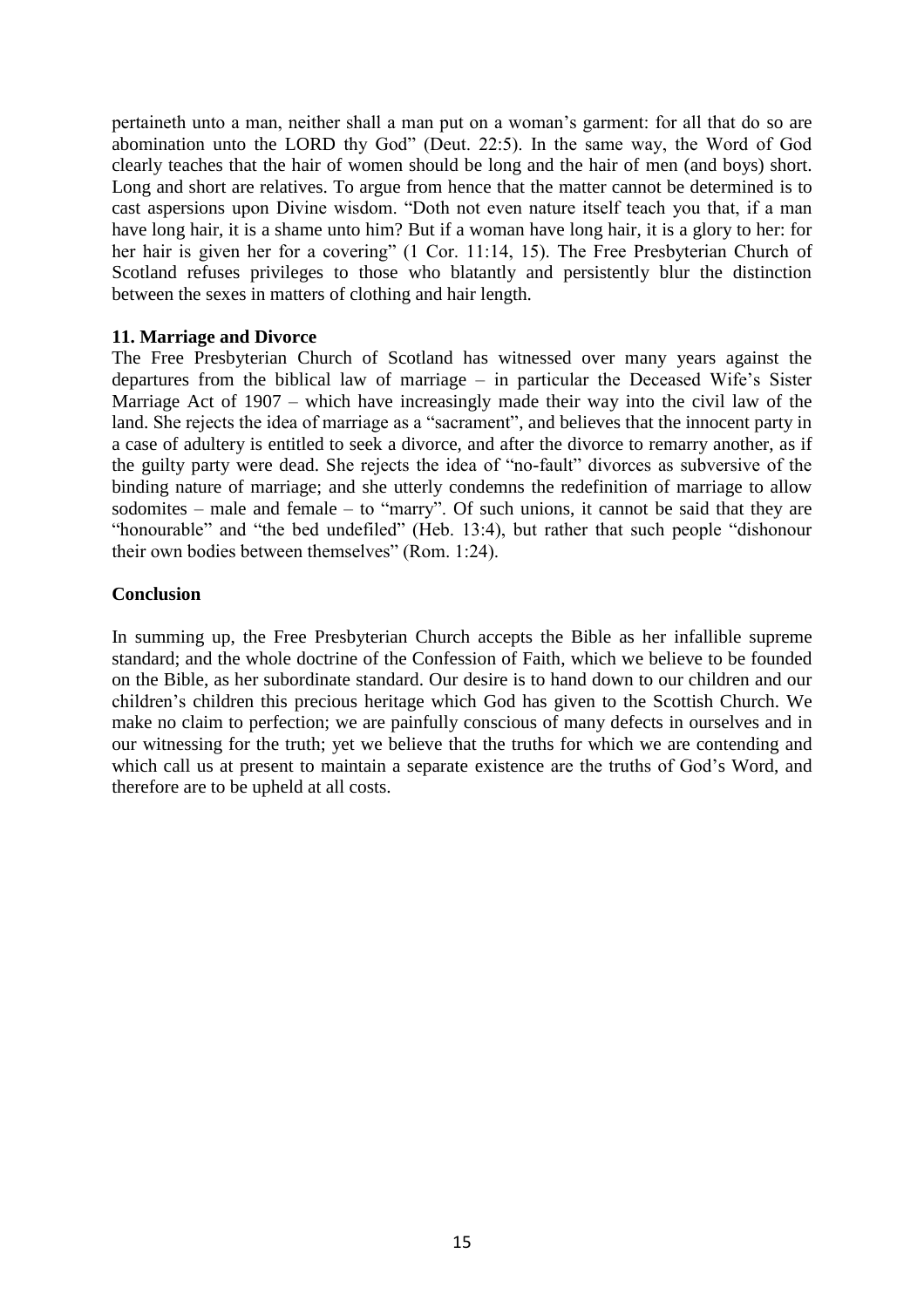pertaineth unto a man, neither shall a man put on a woman's garment: for all that do so are abomination unto the LORD thy God" (Deut. 22:5). In the same way, the Word of God clearly teaches that the hair of women should be long and the hair of men (and boys) short. Long and short are relatives. To argue from hence that the matter cannot be determined is to cast aspersions upon Divine wisdom. "Doth not even nature itself teach you that, if a man have long hair, it is a shame unto him? But if a woman have long hair, it is a glory to her: for her hair is given her for a covering" (1 Cor. 11:14, 15). The Free Presbyterian Church of Scotland refuses privileges to those who blatantly and persistently blur the distinction between the sexes in matters of clothing and hair length.

**11. Marriage and Divorce**

The Free Presbyterian Church of Scotland has witnessed over many years against the departures from the biblical law of marriage – in particular the Deceased Wife's Sister Marriage Act of 1907 – which have increasingly made their way into the civil law of the land. She rejects the idea of marriage as a "sacrament", and believes that the innocent party in a case of adultery is entitled to seek a divorce, and after the divorce to remarry another, as if the guilty party were dead. She rejects the idea of "no-fault" divorces as subversive of the binding nature of marriage; and she utterly condemns the redefinition of marriage to allow sodomites – male and female – to "marry". Of such unions, it cannot be said that they are "honourable" and "the bed undefiled" (Heb. 13:4), but rather that such people "dishonour their own bodies between themselves" (Rom. 1:24).

## Conclusion

In summing up, the Free Presbyterian Church accepts the Bible as her infallible supreme standard; and the whole doctrine of the Confession of Faith, which we believe to be founded on the Bible, as her subordinate standard. Our desire is to hand down to our children and our children's children this precious heritage which God has given to the Scottish Church. We make no claim to perfection; we are painfully conscious of many defects in ourselves and in our witnessing for the truth; yet we believe that the truths for which we are contending and which call us at present to maintain a separate existence are the truths of God's Word, and therefore are to be upheld at all costs.